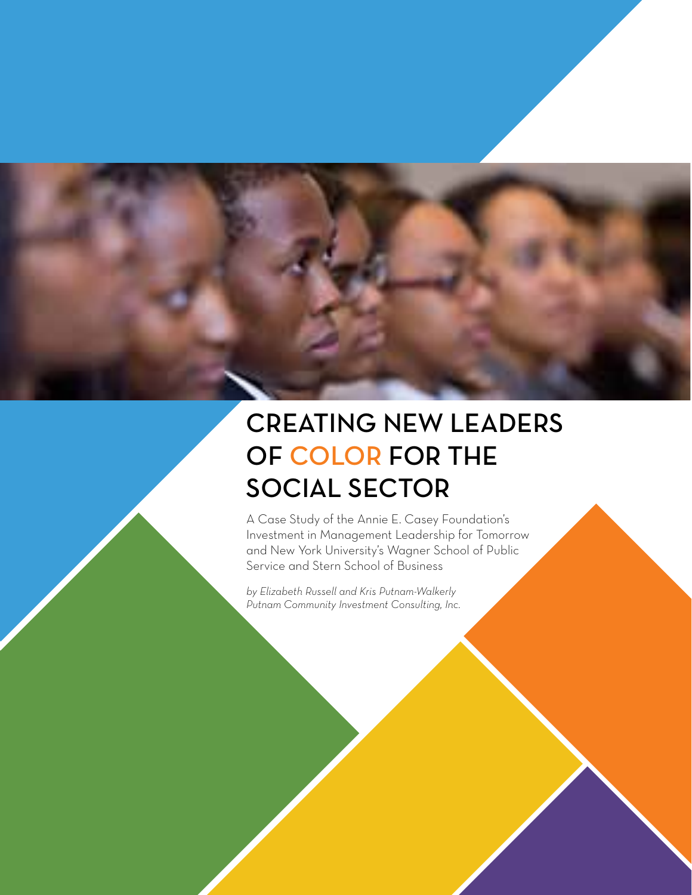# CREATING NEW LEADERS OF COLOR FOR THE SOCIAL SECTOR

A Case Study of the Annie E. Casey Foundation's Investment in Management Leadership for Tomorrow and New York University's Wagner School of Public Service and Stern School of Business

*by Elizabeth Russell and Kris Putnam-Walkerly*
*Putnam Community Investment Consulting, Inc.*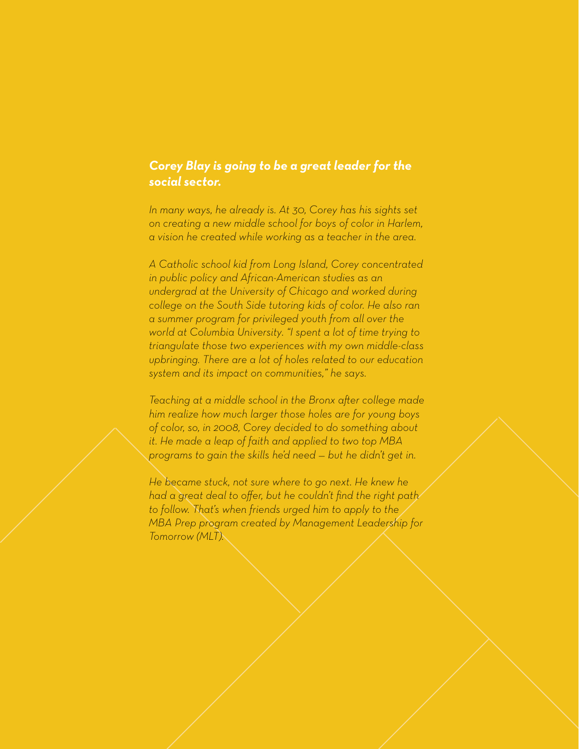***Corey Blay is going to be a great leader for the social sector.***

*In many ways, he already is. At 30, Corey has his sights set on creating a new middle school for boys of color in Harlem, a vision he created while working as a teacher in the area.*

*A Catholic school kid from Long Island, Corey concentrated in public policy and African-American studies as an undergrad at the University of Chicago and worked during college on the South Side tutoring kids of color. He also ran a summer program for privileged youth from all over the world at Columbia University. "I spent a lot of time trying to triangulate those two experiences with my own middle-class upbringing. There are a lot of holes related to our education system and its impact on communities," he says.*

*Teaching at a middle school in the Bronx after college made him realize how much larger those holes are for young boys of color, so, in 2008, Corey decided to do something about it. He made a leap of faith and applied to two top MBA programs to gain the skills he'd need — but he didn't get in.*

*He became stuck, not sure where to go next. He knew he had a great deal to offer, but he couldn't find the right path to follow. That's when friends urged him to apply to the MBA Prep program created by Management Leadership for Tomorrow (MLT).*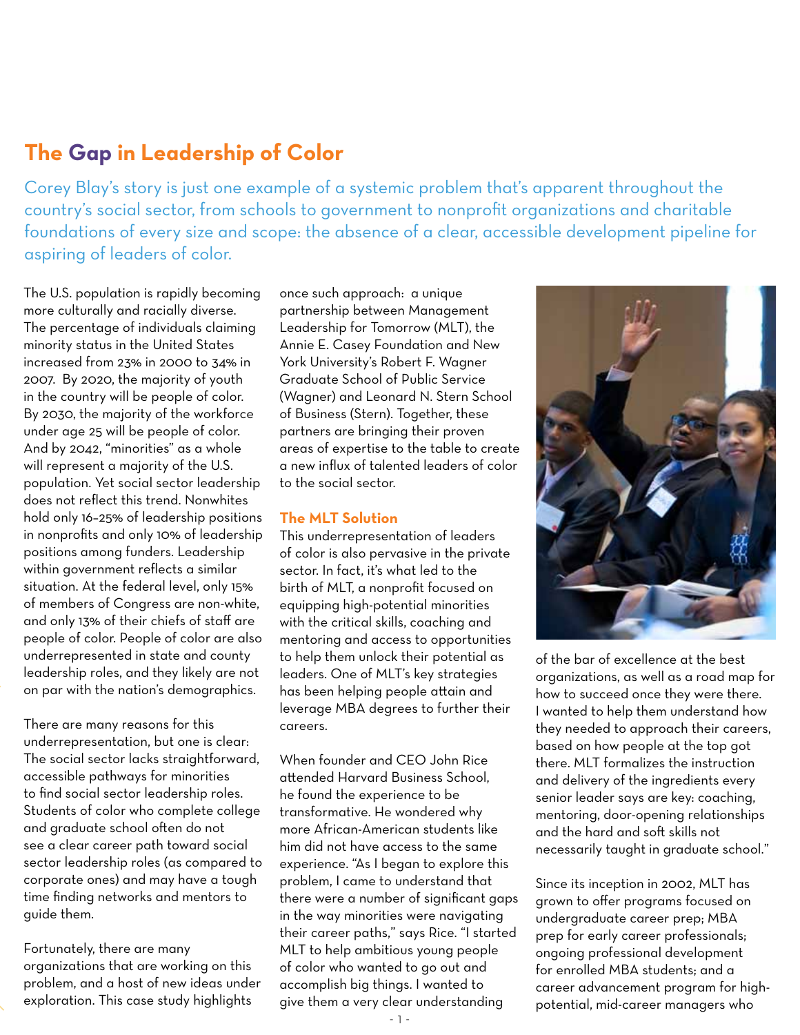## The Gap in Leadership of Color

Corey Blay's story is just one example of a systemic problem that's apparent throughout the country's social sector, from schools to government to nonprofit organizations and charitable foundations of every size and scope: the absence of a clear, accessible development pipeline for aspiring of leaders of color.

The U.S. population is rapidly becoming more culturally and racially diverse. The percentage of individuals claiming minority status in the United States increased from 23% in 2000 to 34% in 2007. By 2020, the majority of youth in the country will be people of color. By 2030, the majority of the workforce under age 25 will be people of color. And by 2042, "minorities" as a whole will represent a majority of the U.S. population. Yet social sector leadership does not reflect this trend. Nonwhites hold only 16–25% of leadership positions in nonprofits and only 10% of leadership positions among funders. Leadership within government reflects a similar situation. At the federal level, only 15% of members of Congress are non-white, and only 13% of their chiefs of staff are people of color. People of color are also underrepresented in state and county leadership roles, and they likely are not on par with the nation's demographics.

There are many reasons for this underrepresentation, but one is clear: The social sector lacks straightforward, accessible pathways for minorities to find social sector leadership roles. Students of color who complete college and graduate school often do not see a clear career path toward social sector leadership roles (as compared to corporate ones) and may have a tough time finding networks and mentors to guide them.

Fortunately, there are many organizations that are working on this problem, and a host of new ideas under exploration. This case study highlights once such approach: a unique partnership between Management Leadership for Tomorrow (MLT), the Annie E. Casey Foundation and New York University's Robert F. Wagner Graduate School of Public Service (Wagner) and Leonard N. Stern School of Business (Stern). Together, these partners are bringing their proven areas of expertise to the table to create a new influx of talented leaders of color to the social sector.

### The MLT Solution

This underrepresentation of leaders of color is also pervasive in the private sector. In fact, it's what led to the birth of MLT, a nonprofit focused on equipping high-potential minorities with the critical skills, coaching and mentoring and access to opportunities to help them unlock their potential as leaders. One of MLT's key strategies has been helping people attain and leverage MBA degrees to further their careers.

When founder and CEO John Rice attended Harvard Business School, he found the experience to be transformative. He wondered why more African-American students like him did not have access to the same experience. "As I began to explore this problem, I came to understand that there were a number of significant gaps in the way minorities were navigating their career paths," says Rice. "I started MLT to help ambitious young people of color who wanted to go out and accomplish big things. I wanted to give them a very clear understanding of the bar of excellence at the best organizations, as well as a road map for how to succeed once they were there. I wanted to help them understand how they needed to approach their careers, based on how people at the top got there. MLT formalizes the instruction and delivery of the ingredients every senior leader says are key: coaching, mentoring, door-opening relationships and the hard and soft skills not necessarily taught in graduate school."

Since its inception in 2002, MLT has grown to offer programs focused on undergraduate career prep; MBA prep for early career professionals; ongoing professional development for enrolled MBA students; and a career advancement program for high-potential, mid-career managers who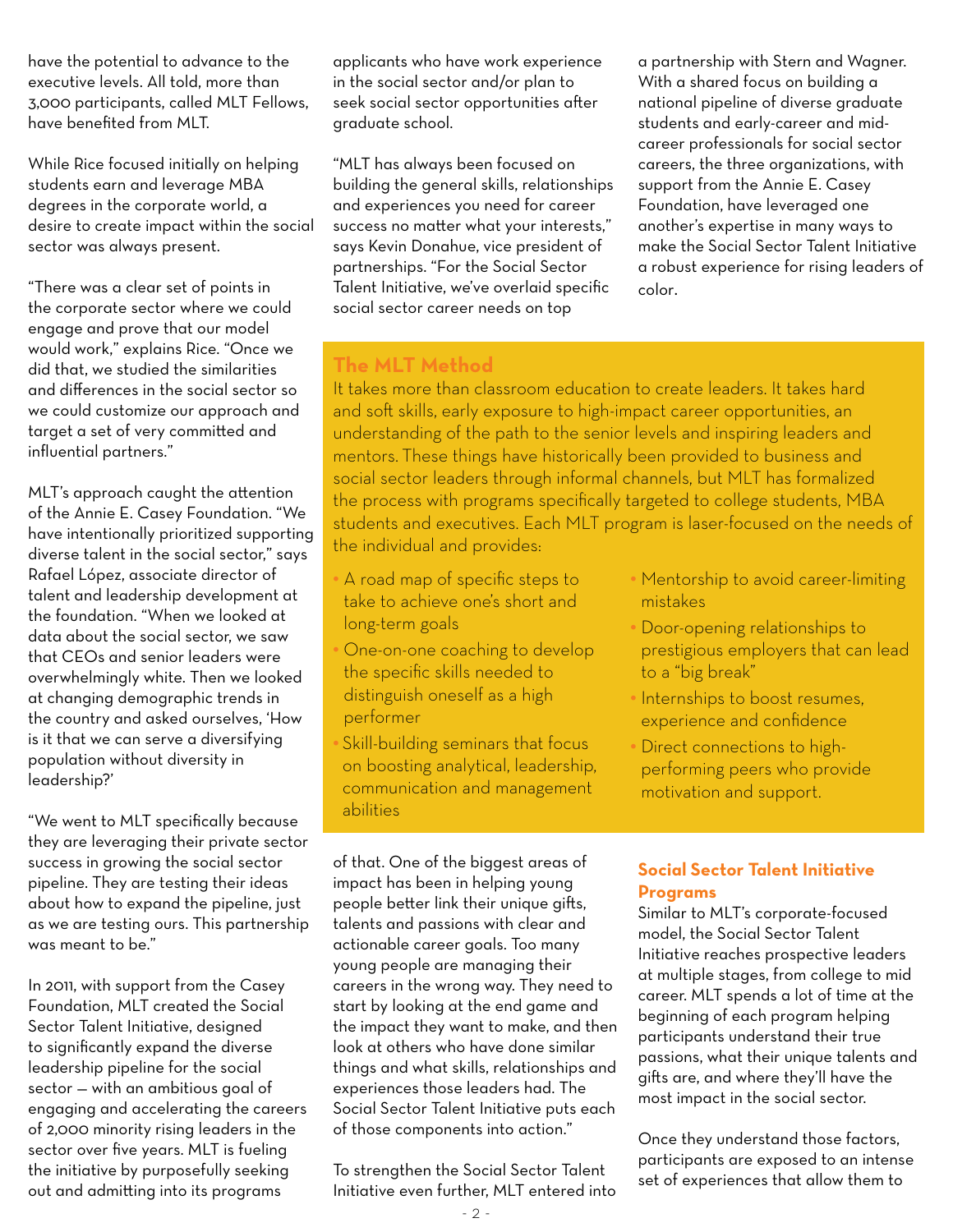have the potential to advance to the executive levels. All told, more than 3,000 participants, called MLT Fellows, have benefited from MLT.

While Rice focused initially on helping students earn and leverage MBA degrees in the corporate world, a desire to create impact within the social sector was always present.

"There was a clear set of points in the corporate sector where we could engage and prove that our model would work," explains Rice. "Once we did that, we studied the similarities and differences in the social sector so we could customize our approach and target a set of very committed and influential partners."

MLT's approach caught the attention of the Annie E. Casey Foundation. "We have intentionally prioritized supporting diverse talent in the social sector," says Rafael López, associate director of talent and leadership development at the foundation. "When we looked at data about the social sector, we saw that CEOs and senior leaders were overwhelmingly white. Then we looked at changing demographic trends in the country and asked ourselves, 'How is it that we can serve a diversifying population without diversity in leadership?'

"We went to MLT specifically because they are leveraging their private sector success in growing the social sector pipeline. They are testing their ideas about how to expand the pipeline, just as we are testing ours. This partnership was meant to be."

In 2011, with support from the Casey Foundation, MLT created the Social Sector Talent Initiative, designed to significantly expand the diverse leadership pipeline for the social sector — with an ambitious goal of engaging and accelerating the careers of 2,000 minority rising leaders in the sector over five years. MLT is fueling the initiative by purposefully seeking out and admitting into its programs applicants who have work experience in the social sector and/or plan to seek social sector opportunities after graduate school.

"MLT has always been focused on building the general skills, relationships and experiences you need for career success no matter what your interests," says Kevin Donahue, vice president of partnerships. "For the Social Sector Talent Initiative, we've overlaid specific social sector career needs on top of that. One of the biggest areas of impact has been in helping young people better link their unique gifts, talents and passions with clear and actionable career goals. Too many young people are managing their careers in the wrong way. They need to start by looking at the end game and the impact they want to make, and then look at others who have done similar things and what skills, relationships and experiences those leaders had. The Social Sector Talent Initiative puts each of those components into action."

To strengthen the Social Sector Talent Initiative even further, MLT entered into a partnership with Stern and Wagner. With a shared focus on building a national pipeline of diverse graduate students and early-career and mid-career professionals for social sector careers, the three organizations, with support from the Annie E. Casey Foundation, have leveraged one another's expertise in many ways to make the Social Sector Talent Initiative a robust experience for rising leaders of color.

## The MLT Method

It takes more than classroom education to create leaders. It takes hard and soft skills, early exposure to high-impact career opportunities, an understanding of the path to the senior levels and inspiring leaders and mentors. These things have historically been provided to business and social sector leaders through informal channels, but MLT has formalized the process with programs specifically targeted to college students, MBA students and executives. Each MLT program is laser-focused on the needs of the individual and provides:

- A road map of specific steps to take to achieve one's short and long-term goals
- One-on-one coaching to develop the specific skills needed to distinguish oneself as a high performer
- Skill-building seminars that focus on boosting analytical, leadership, communication and management abilities
- Mentorship to avoid career-limiting mistakes
- Door-opening relationships to prestigious employers that can lead to a "big break"
- Internships to boost resumes, experience and confidence
- Direct connections to high-performing peers who provide motivation and support.

## Social Sector Talent Initiative Programs

Similar to MLT's corporate-focused model, the Social Sector Talent Initiative reaches prospective leaders at multiple stages, from college to mid career. MLT spends a lot of time at the beginning of each program helping participants understand their true passions, what their unique talents and gifts are, and where they'll have the most impact in the social sector.

Once they understand those factors, participants are exposed to an intense set of experiences that allow them to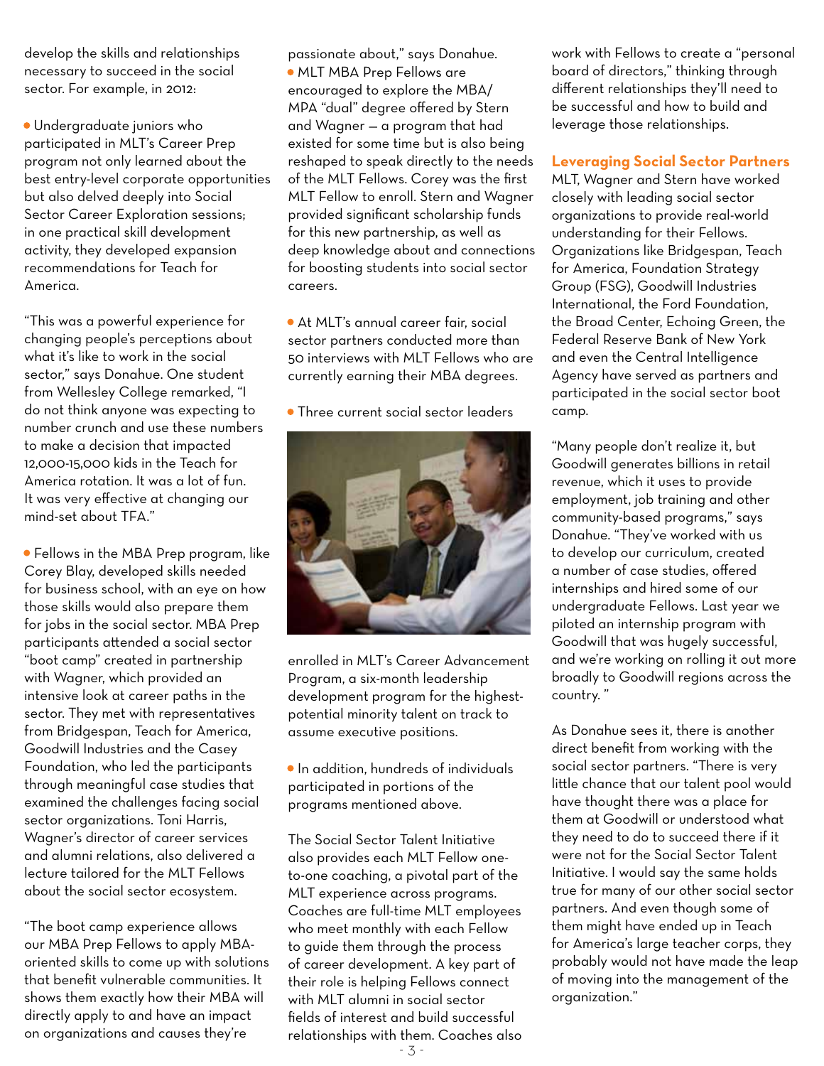develop the skills and relationships necessary to succeed in the social sector. For example, in 2012:

- Undergraduate juniors who participated in MLT's Career Prep program not only learned about the best entry-level corporate opportunities but also delved deeply into Social Sector Career Exploration sessions; in one practical skill development activity, they developed expansion recommendations for Teach for America.

"This was a powerful experience for changing people's perceptions about what it's like to work in the social sector," says Donahue. One student from Wellesley College remarked, "I do not think anyone was expecting to number crunch and use these numbers to make a decision that impacted 12,000-15,000 kids in the Teach for America rotation. It was a lot of fun. It was very effective at changing our mind-set about TFA."

- Fellows in the MBA Prep program, like Corey Blay, developed skills needed for business school, with an eye on how those skills would also prepare them for jobs in the social sector. MBA Prep participants attended a social sector "boot camp" created in partnership with Wagner, which provided an intensive look at career paths in the sector. They met with representatives from Bridgespan, Teach for America, Goodwill Industries and the Casey Foundation, who led the participants through meaningful case studies that examined the challenges facing social sector organizations. Toni Harris, Wagner's director of career services and alumni relations, also delivered a lecture tailored for the MLT Fellows about the social sector ecosystem.

"The boot camp experience allows our MBA Prep Fellows to apply MBA-oriented skills to come up with solutions that benefit vulnerable communities. It shows them exactly how their MBA will directly apply to and have an impact on organizations and causes they're passionate about," says Donahue.

- MLT MBA Prep Fellows are encouraged to explore the MBA/MPA "dual" degree offered by Stern and Wagner — a program that had existed for some time but is also being reshaped to speak directly to the needs of the MLT Fellows. Corey was the first MLT Fellow to enroll. Stern and Wagner provided significant scholarship funds for this new partnership, as well as deep knowledge about and connections for boosting students into social sector careers.

- At MLT's annual career fair, social sector partners conducted more than 50 interviews with MLT Fellows who are currently earning their MBA degrees.

- Three current social sector leaders enrolled in MLT's Career Advancement Program, a six-month leadership development program for the highest-potential minority talent on track to assume executive positions.

- In addition, hundreds of individuals participated in portions of the programs mentioned above.

The Social Sector Talent Initiative also provides each MLT Fellow one-to-one coaching, a pivotal part of the MLT experience across programs. Coaches are full-time MLT employees who meet monthly with each Fellow to guide them through the process of career development. A key part of their role is helping Fellows connect with MLT alumni in social sector fields of interest and build successful relationships with them. Coaches also work with Fellows to create a "personal board of directors," thinking through different relationships they'll need to be successful and how to build and leverage those relationships.

## Leveraging Social Sector Partners

MLT, Wagner and Stern have worked closely with leading social sector organizations to provide real-world understanding for their Fellows. Organizations like Bridgespan, Teach for America, Foundation Strategy Group (FSG), Goodwill Industries International, the Ford Foundation, the Broad Center, Echoing Green, the Federal Reserve Bank of New York and even the Central Intelligence Agency have served as partners and participated in the social sector boot camp.

"Many people don't realize it, but Goodwill generates billions in retail revenue, which it uses to provide employment, job training and other community-based programs," says Donahue. "They've worked with us to develop our curriculum, created a number of case studies, offered internships and hired some of our undergraduate Fellows. Last year we piloted an internship program with Goodwill that was hugely successful, and we're working on rolling it out more broadly to Goodwill regions across the country."

As Donahue sees it, there is another direct benefit from working with the social sector partners. "There is very little chance that our talent pool would have thought there was a place for them at Goodwill or understood what they need to do to succeed there if it were not for the Social Sector Talent Initiative. I would say the same holds true for many of our other social sector partners. And even though some of them might have ended up in Teach for America's large teacher corps, they probably would not have made the leap of moving into the management of the organization."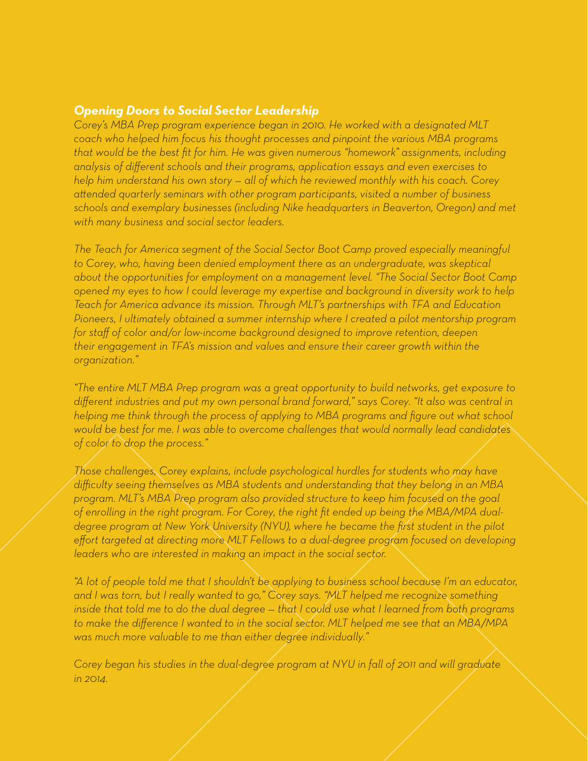## *Opening Doors to Social Sector Leadership*

*Corey's MBA Prep program experience began in 2010. He worked with a designated MLT coach who helped him focus his thought processes and pinpoint the various MBA programs that would be the best fit for him. He was given numerous "homework" assignments, including analysis of different schools and their programs, application essays and even exercises to help him understand his own story — all of which he reviewed monthly with his coach. Corey attended quarterly seminars with other program participants, visited a number of business schools and exemplary businesses (including Nike headquarters in Beaverton, Oregon) and met with many business and social sector leaders.*

*The Teach for America segment of the Social Sector Boot Camp proved especially meaningful to Corey, who, having been denied employment there as an undergraduate, was skeptical about the opportunities for employment on a management level. "The Social Sector Boot Camp opened my eyes to how I could leverage my expertise and background in diversity work to help Teach for America advance its mission. Through MLT's partnerships with TFA and Education Pioneers, I ultimately obtained a summer internship where I created a pilot mentorship program for staff of color and/or low-income background designed to improve retention, deepen their engagement in TFA's mission and values and ensure their career growth within the organization."*

*"The entire MLT MBA Prep program was a great opportunity to build networks, get exposure to different industries and put my own personal brand forward," says Corey. "It also was central in helping me think through the process of applying to MBA programs and figure out what school would be best for me. I was able to overcome challenges that would normally lead candidates of color to drop the process."*

*Those challenges, Corey explains, include psychological hurdles for students who may have difficulty seeing themselves as MBA students and understanding that they belong in an MBA program. MLT's MBA Prep program also provided structure to keep him focused on the goal of enrolling in the right program. For Corey, the right fit ended up being the MBA/MPA dual-degree program at New York University (NYU), where he became the first student in the pilot effort targeted at directing more MLT Fellows to a dual-degree program focused on developing leaders who are interested in making an impact in the social sector.*

*"A lot of people told me that I shouldn't be applying to business school because I'm an educator, and I was torn, but I really wanted to go," Corey says. "MLT helped me recognize something inside that told me to do the dual degree — that I could use what I learned from both programs to make the difference I wanted to in the social sector. MLT helped me see that an MBA/MPA was much more valuable to me than either degree individually."*

*Corey began his studies in the dual-degree program at NYU in fall of 2011 and will graduate in 2014.*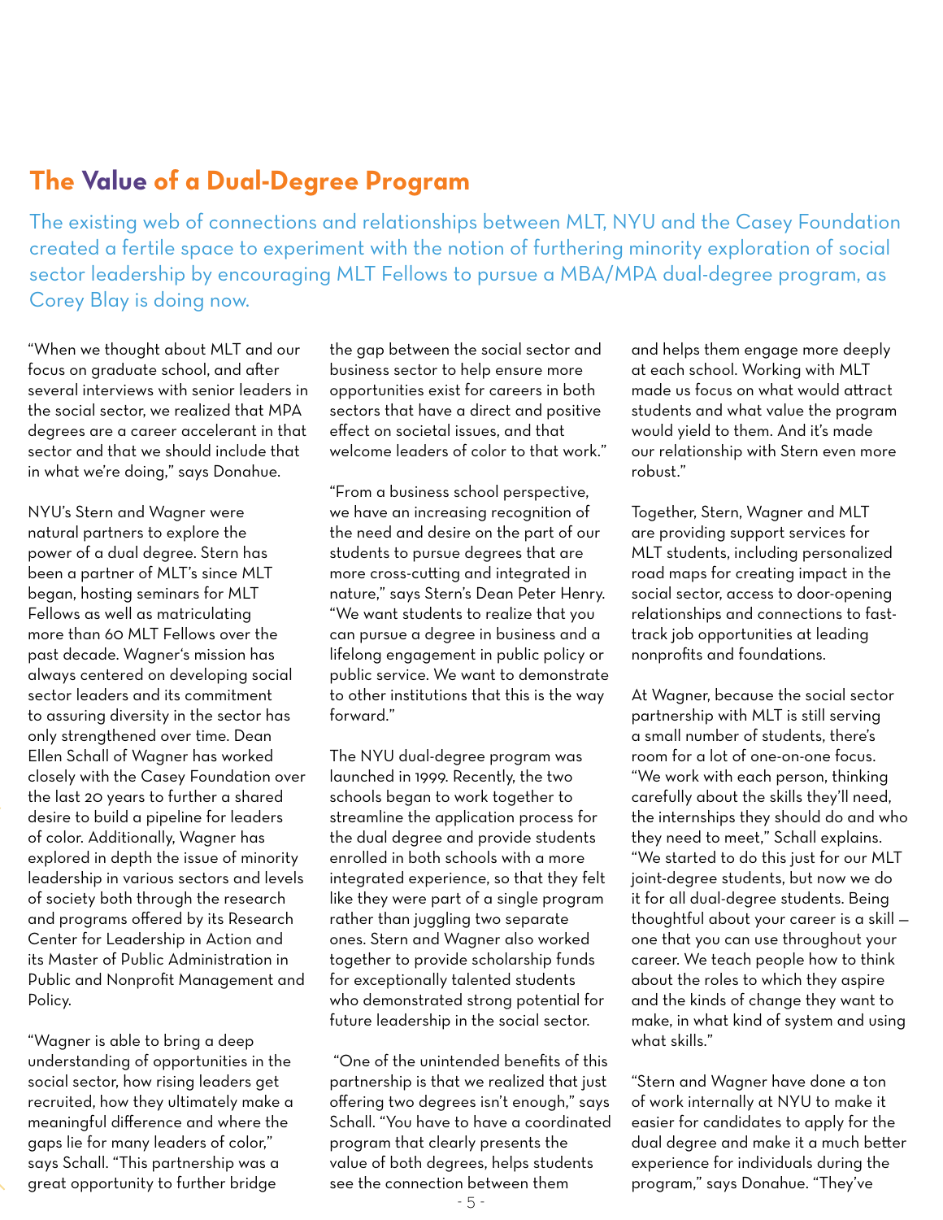## The Value of a Dual-Degree Program

The existing web of connections and relationships between MLT, NYU and the Casey Foundation created a fertile space to experiment with the notion of furthering minority exploration of social sector leadership by encouraging MLT Fellows to pursue a MBA/MPA dual-degree program, as Corey Blay is doing now.

"When we thought about MLT and our focus on graduate school, and after several interviews with senior leaders in the social sector, we realized that MPA degrees are a career accelerant in that sector and that we should include that in what we're doing," says Donahue.

NYU's Stern and Wagner were natural partners to explore the power of a dual degree. Stern has been a partner of MLT's since MLT began, hosting seminars for MLT Fellows as well as matriculating more than 60 MLT Fellows over the past decade. Wagner's mission has always centered on developing social sector leaders and its commitment to assuring diversity in the sector has only strengthened over time. Dean Ellen Schall of Wagner has worked closely with the Casey Foundation over the last 20 years to further a shared desire to build a pipeline for leaders of color. Additionally, Wagner has explored in depth the issue of minority leadership in various sectors and levels of society both through the research and programs offered by its Research Center for Leadership in Action and its Master of Public Administration in Public and Nonprofit Management and Policy.

"Wagner is able to bring a deep understanding of opportunities in the social sector, how rising leaders get recruited, how they ultimately make a meaningful difference and where the gaps lie for many leaders of color," says Schall. "This partnership was a great opportunity to further bridge the gap between the social sector and business sector to help ensure more opportunities exist for careers in both sectors that have a direct and positive effect on societal issues, and that welcome leaders of color to that work."

"From a business school perspective, we have an increasing recognition of the need and desire on the part of our students to pursue degrees that are more cross-cutting and integrated in nature," says Stern's Dean Peter Henry. "We want students to realize that you can pursue a degree in business and a lifelong engagement in public policy or public service. We want to demonstrate to other institutions that this is the way forward."

The NYU dual-degree program was launched in 1999. Recently, the two schools began to work together to streamline the application process for the dual degree and provide students enrolled in both schools with a more integrated experience, so that they felt like they were part of a single program rather than juggling two separate ones. Stern and Wagner also worked together to provide scholarship funds for exceptionally talented students who demonstrated strong potential for future leadership in the social sector.

"One of the unintended benefits of this partnership is that we realized that just offering two degrees isn't enough," says Schall. "You have to have a coordinated program that clearly presents the value of both degrees, helps students see the connection between them and helps them engage more deeply at each school. Working with MLT made us focus on what would attract students and what value the program would yield to them. And it's made our relationship with Stern even more robust."

Together, Stern, Wagner and MLT are providing support services for MLT students, including personalized road maps for creating impact in the social sector, access to door-opening relationships and connections to fast-track job opportunities at leading nonprofits and foundations.

At Wagner, because the social sector partnership with MLT is still serving a small number of students, there's room for a lot of one-on-one focus. "We work with each person, thinking carefully about the skills they'll need, the internships they should do and who they need to meet," Schall explains. "We started to do this just for our MLT joint-degree students, but now we do it for all dual-degree students. Being thoughtful about your career is a skill — one that you can use throughout your career. We teach people how to think about the roles to which they aspire and the kinds of change they want to make, in what kind of system and using what skills."

"Stern and Wagner have done a ton of work internally at NYU to make it easier for candidates to apply for the dual degree and make it a much better experience for individuals during the program," says Donahue. "They've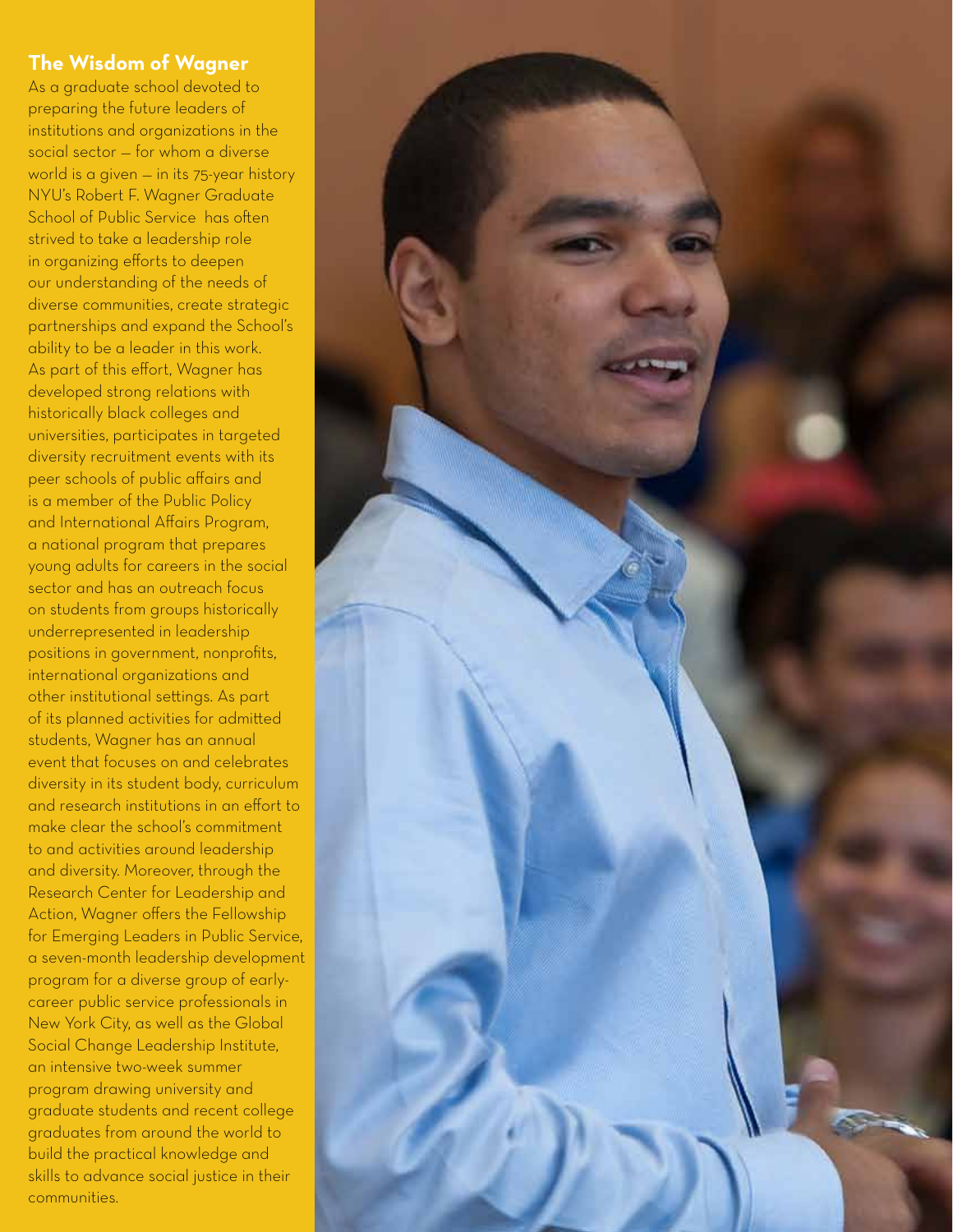## The Wisdom of Wagner

As a graduate school devoted to preparing the future leaders of institutions and organizations in the social sector — for whom a diverse world is a given — in its 75-year history NYU's Robert F. Wagner Graduate School of Public Service has often strived to take a leadership role in organizing efforts to deepen our understanding of the needs of diverse communities, create strategic partnerships and expand the School's ability to be a leader in this work. As part of this effort, Wagner has developed strong relations with historically black colleges and universities, participates in targeted diversity recruitment events with its peer schools of public affairs and is a member of the Public Policy and International Affairs Program, a national program that prepares young adults for careers in the social sector and has an outreach focus on students from groups historically underrepresented in leadership positions in government, nonprofits, international organizations and other institutional settings. As part of its planned activities for admitted students, Wagner has an annual event that focuses on and celebrates diversity in its student body, curriculum and research institutions in an effort to make clear the school's commitment to and activities around leadership and diversity. Moreover, through the Research Center for Leadership and Action, Wagner offers the Fellowship for Emerging Leaders in Public Service, a seven-month leadership development program for a diverse group of early-career public service professionals in New York City, as well as the Global Social Change Leadership Institute, an intensive two-week summer program drawing university and graduate students and recent college graduates from around the world to build the practical knowledge and skills to advance social justice in their communities.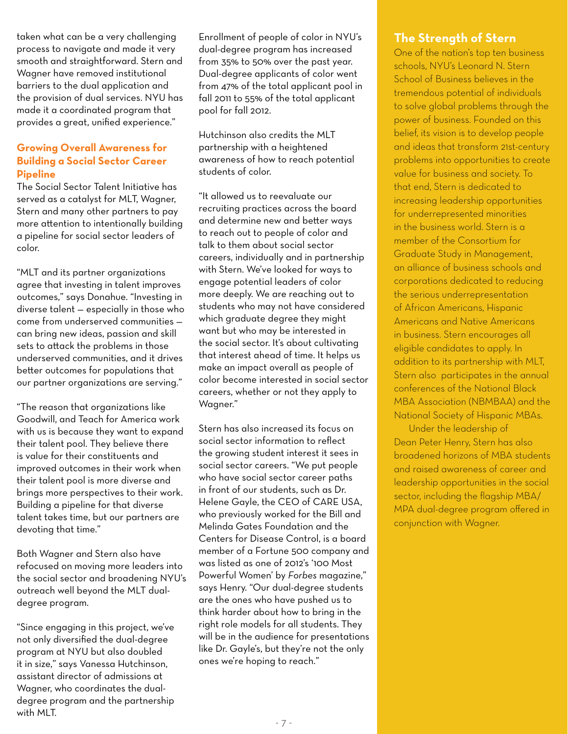taken what can be a very challenging process to navigate and made it very smooth and straightforward. Stern and Wagner have removed institutional barriers to the dual application and the provision of dual services. NYU has made it a coordinated program that provides a great, unified experience."

### Growing Overall Awareness for Building a Social Sector Career Pipeline

The Social Sector Talent Initiative has served as a catalyst for MLT, Wagner, Stern and many other partners to pay more attention to intentionally building a pipeline for social sector leaders of color.

"MLT and its partner organizations agree that investing in talent improves outcomes," says Donahue. "Investing in diverse talent — especially in those who come from underserved communities — can bring new ideas, passion and skill sets to attack the problems in those underserved communities, and it drives better outcomes for populations that our partner organizations are serving."

"The reason that organizations like Goodwill, and Teach for America work with us is because they want to expand their talent pool. They believe there is value for their constituents and improved outcomes in their work when their talent pool is more diverse and brings more perspectives to their work. Building a pipeline for that diverse talent takes time, but our partners are devoting that time."

Both Wagner and Stern also have refocused on moving more leaders into the social sector and broadening NYU's outreach well beyond the MLT dual-degree program.

"Since engaging in this project, we've not only diversified the dual-degree program at NYU but also doubled it in size," says Vanessa Hutchinson, assistant director of admissions at Wagner, who coordinates the dual-degree program and the partnership with MLT.

Enrollment of people of color in NYU's dual-degree program has increased from 35% to 50% over the past year. Dual-degree applicants of color went from 47% of the total applicant pool in fall 2011 to 55% of the total applicant pool for fall 2012.

Hutchinson also credits the MLT partnership with a heightened awareness of how to reach potential students of color.

"It allowed us to reevaluate our recruiting practices across the board and determine new and better ways to reach out to people of color and talk to them about social sector careers, individually and in partnership with Stern. We've looked for ways to engage potential leaders of color more deeply. We are reaching out to students who may not have considered which graduate degree they might want but who may be interested in the social sector. It's about cultivating that interest ahead of time. It helps us make an impact overall as people of color become interested in social sector careers, whether or not they apply to Wagner."

Stern has also increased its focus on social sector information to reflect the growing student interest it sees in social sector careers. "We put people who have social sector career paths in front of our students, such as Dr. Helene Gayle, the CEO of CARE USA, who previously worked for the Bill and Melinda Gates Foundation and the Centers for Disease Control, is a board member of a Fortune 500 company and was listed as one of 2012's '100 Most Powerful Women' by *Forbes* magazine," says Henry. "Our dual-degree students are the ones who have pushed us to think harder about how to bring in the right role models for all students. They will be in the audience for presentations like Dr. Gayle's, but they're not the only ones we're hoping to reach."

### The Strength of Stern

One of the nation's top ten business schools, NYU's Leonard N. Stern School of Business believes in the tremendous potential of individuals to solve global problems through the power of business. Founded on this belief, its vision is to develop people and ideas that transform 21st-century problems into opportunities to create value for business and society. To that end, Stern is dedicated to increasing leadership opportunities for underrepresented minorities in the business world. Stern is a member of the Consortium for Graduate Study in Management, an alliance of business schools and corporations dedicated to reducing the serious underrepresentation of African Americans, Hispanic Americans and Native Americans in business. Stern encourages all eligible candidates to apply. In addition to its partnership with MLT, Stern also participates in the annual conferences of the National Black MBA Association (NBMBAA) and the National Society of Hispanic MBAs.

Under the leadership of Dean Peter Henry, Stern has also broadened horizons of MBA students and raised awareness of career and leadership opportunities in the social sector, including the flagship MBA/MPA dual-degree program offered in conjunction with Wagner.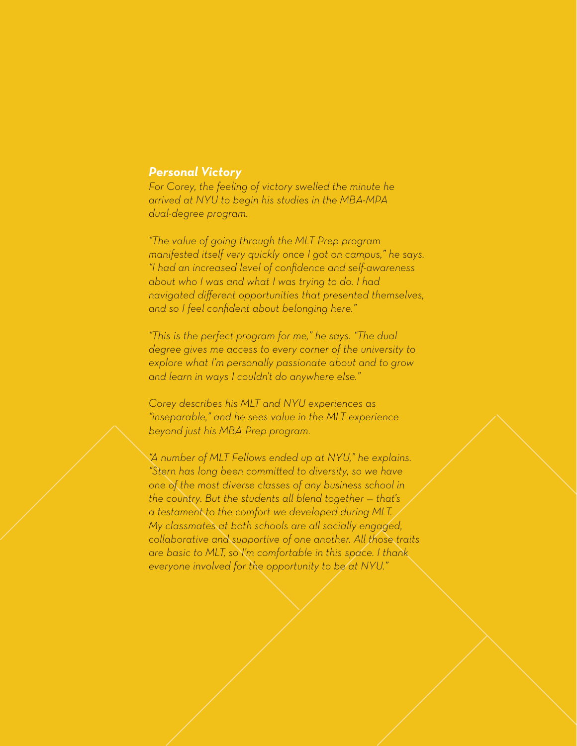### *Personal Victory*

*For Corey, the feeling of victory swelled the minute he arrived at NYU to begin his studies in the MBA-MPA dual-degree program.*

*"The value of going through the MLT Prep program manifested itself very quickly once I got on campus," he says. "I had an increased level of confidence and self-awareness about who I was and what I was trying to do. I had navigated different opportunities that presented themselves, and so I feel confident about belonging here."*

*"This is the perfect program for me," he says. "The dual degree gives me access to every corner of the university to explore what I'm personally passionate about and to grow and learn in ways I couldn't do anywhere else."*

*Corey describes his MLT and NYU experiences as "inseparable," and he sees value in the MLT experience beyond just his MBA Prep program.*

*"A number of MLT Fellows ended up at NYU," he explains. "Stern has long been committed to diversity, so we have one of the most diverse classes of any business school in the country. But the students all blend together — that's a testament to the comfort we developed during MLT. My classmates at both schools are all socially engaged, collaborative and supportive of one another. All those traits are basic to MLT, so I'm comfortable in this space. I thank everyone involved for the opportunity to be at NYU."*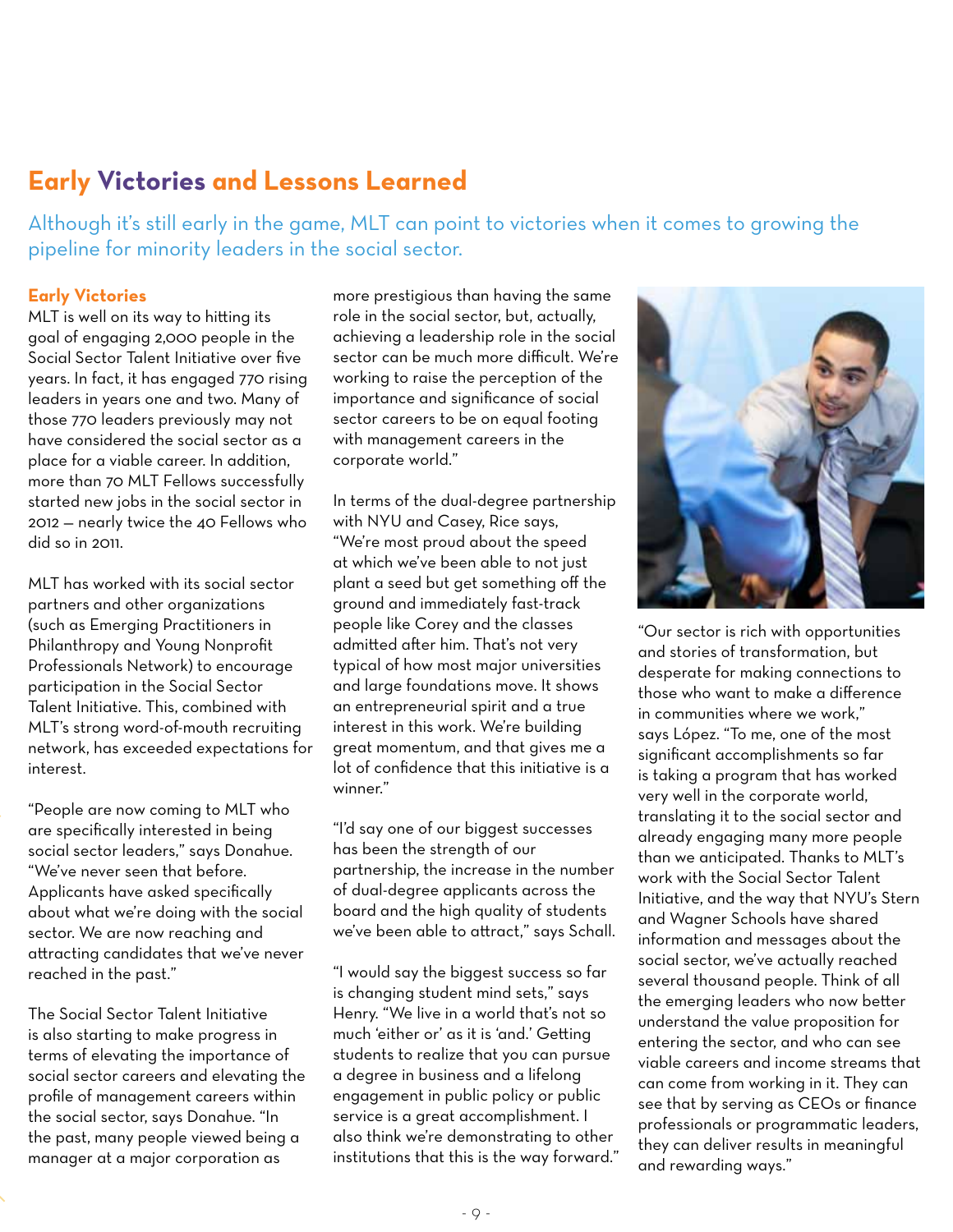## Early Victories and Lessons Learned

Although it's still early in the game, MLT can point to victories when it comes to growing the pipeline for minority leaders in the social sector.

### Early Victories

MLT is well on its way to hitting its goal of engaging 2,000 people in the Social Sector Talent Initiative over five years. In fact, it has engaged 770 rising leaders in years one and two. Many of those 770 leaders previously may not have considered the social sector as a place for a viable career. In addition, more than 70 MLT Fellows successfully started new jobs in the social sector in 2012 — nearly twice the 40 Fellows who did so in 2011.

MLT has worked with its social sector partners and other organizations (such as Emerging Practitioners in Philanthropy and Young Nonprofit Professionals Network) to encourage participation in the Social Sector Talent Initiative. This, combined with MLT's strong word-of-mouth recruiting network, has exceeded expectations for interest.

"People are now coming to MLT who are specifically interested in being social sector leaders," says Donahue. "We've never seen that before. Applicants have asked specifically about what we're doing with the social sector. We are now reaching and attracting candidates that we've never reached in the past."

The Social Sector Talent Initiative is also starting to make progress in terms of elevating the importance of social sector careers and elevating the profile of management careers within the social sector, says Donahue. "In the past, many people viewed being a manager at a major corporation as more prestigious than having the same role in the social sector, but, actually, achieving a leadership role in the social sector can be much more difficult. We're working to raise the perception of the importance and significance of social sector careers to be on equal footing with management careers in the corporate world."

In terms of the dual-degree partnership with NYU and Casey, Rice says, "We're most proud about the speed at which we've been able to not just plant a seed but get something off the ground and immediately fast-track people like Corey and the classes admitted after him. That's not very typical of how most major universities and large foundations move. It shows an entrepreneurial spirit and a true interest in this work. We're building great momentum, and that gives me a lot of confidence that this initiative is a winner."

"I'd say one of our biggest successes has been the strength of our partnership, the increase in the number of dual-degree applicants across the board and the high quality of students we've been able to attract," says Schall.

"I would say the biggest success so far is changing student mind sets," says Henry. "We live in a world that's not so much 'either or' as it is 'and.' Getting students to realize that you can pursue a degree in business and a lifelong engagement in public policy or public service is a great accomplishment. I also think we're demonstrating to other institutions that this is the way forward."

"Our sector is rich with opportunities and stories of transformation, but desperate for making connections to those who want to make a difference in communities where we work," says López. "To me, one of the most significant accomplishments so far is taking a program that has worked very well in the corporate world, translating it to the social sector and already engaging many more people than we anticipated. Thanks to MLT's work with the Social Sector Talent Initiative, and the way that NYU's Stern and Wagner Schools have shared information and messages about the social sector, we've actually reached several thousand people. Think of all the emerging leaders who now better understand the value proposition for entering the sector, and who can see viable careers and income streams that can come from working in it. They can see that by serving as CEOs or finance professionals or programmatic leaders, they can deliver results in meaningful and rewarding ways."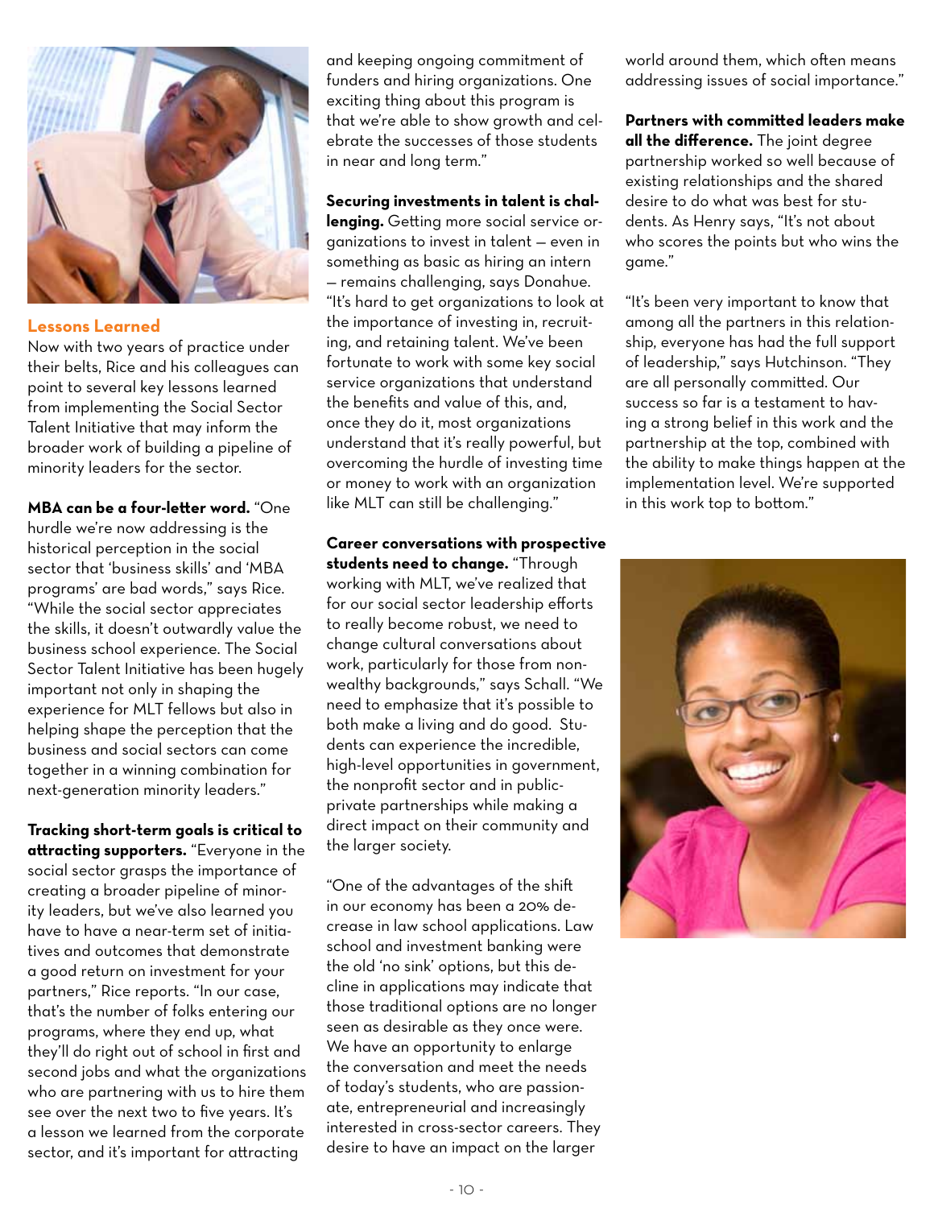## Lessons Learned

Now with two years of practice under their belts, Rice and his colleagues can point to several key lessons learned from implementing the Social Sector Talent Initiative that may inform the broader work of building a pipeline of minority leaders for the sector.

**MBA can be a four-letter word.** "One hurdle we're now addressing is the historical perception in the social sector that 'business skills' and 'MBA programs' are bad words," says Rice. "While the social sector appreciates the skills, it doesn't outwardly value the business school experience. The Social Sector Talent Initiative has been hugely important not only in shaping the experience for MLT fellows but also in helping shape the perception that the business and social sectors can come together in a winning combination for next-generation minority leaders."

**Tracking short-term goals is critical to attracting supporters.** "Everyone in the social sector grasps the importance of creating a broader pipeline of minority leaders, but we've also learned you have to have a near-term set of initiatives and outcomes that demonstrate a good return on investment for your partners," Rice reports. "In our case, that's the number of folks entering our programs, where they end up, what they'll do right out of school in first and second jobs and what the organizations who are partnering with us to hire them see over the next two to five years. It's a lesson we learned from the corporate sector, and it's important for attracting and keeping ongoing commitment of funders and hiring organizations. One exciting thing about this program is that we're able to show growth and celebrate the successes of those students in near and long term."

**Securing investments in talent is challenging.** Getting more social service organizations to invest in talent — even in something as basic as hiring an intern — remains challenging, says Donahue. "It's hard to get organizations to look at the importance of investing in, recruiting, and retaining talent. We've been fortunate to work with some key social service organizations that understand the benefits and value of this, and, once they do it, most organizations understand that it's really powerful, but overcoming the hurdle of investing time or money to work with an organization like MLT can still be challenging."

**Career conversations with prospective students need to change.** "Through working with MLT, we've realized that for our social sector leadership efforts to really become robust, we need to change cultural conversations about work, particularly for those from non-wealthy backgrounds," says Schall. "We need to emphasize that it's possible to both make a living and do good. Students can experience the incredible, high-level opportunities in government, the nonprofit sector and in public-private partnerships while making a direct impact on their community and the larger society.

"One of the advantages of the shift in our economy has been a 20% decrease in law school applications. Law school and investment banking were the old 'no sink' options, but this decline in applications may indicate that those traditional options are no longer seen as desirable as they once were. We have an opportunity to enlarge the conversation and meet the needs of today's students, who are passionate, entrepreneurial and increasingly interested in cross-sector careers. They desire to have an impact on the larger world around them, which often means addressing issues of social importance."

**Partners with committed leaders make all the difference.** The joint degree partnership worked so well because of existing relationships and the shared desire to do what was best for students. As Henry says, "It's not about who scores the points but who wins the game."

"It's been very important to know that among all the partners in this relationship, everyone has had the full support of leadership," says Hutchinson. "They are all personally committed. Our success so far is a testament to having a strong belief in this work and the partnership at the top, combined with the ability to make things happen at the implementation level. We're supported in this work top to bottom."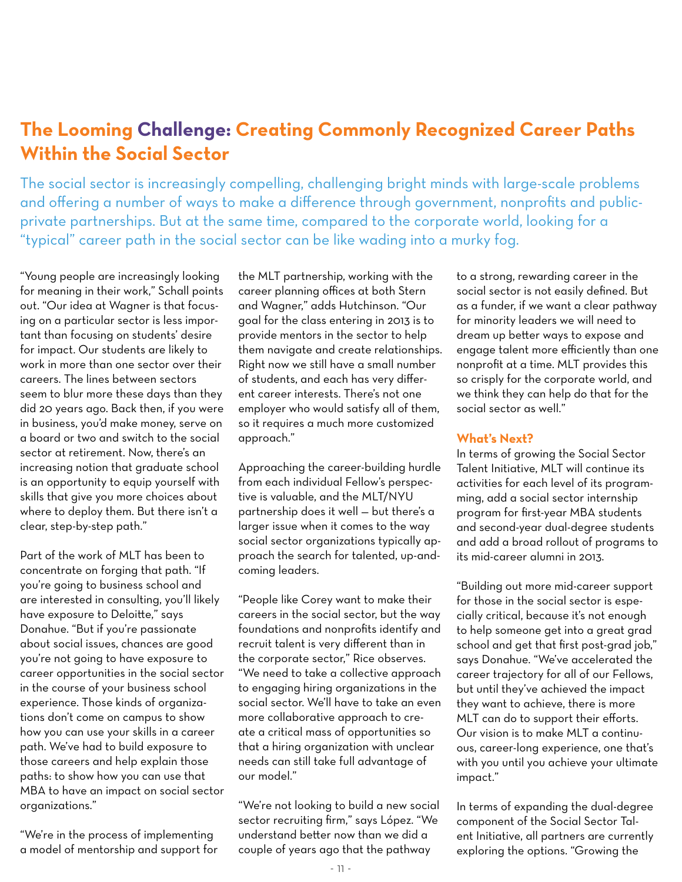## The Looming Challenge: Creating Commonly Recognized Career Paths Within the Social Sector

The social sector is increasingly compelling, challenging bright minds with large-scale problems and offering a number of ways to make a difference through government, nonprofits and public-private partnerships. But at the same time, compared to the corporate world, looking for a "typical" career path in the social sector can be like wading into a murky fog.

"Young people are increasingly looking for meaning in their work," Schall points out. "Our idea at Wagner is that focusing on a particular sector is less important than focusing on students' desire for impact. Our students are likely to work in more than one sector over their careers. The lines between sectors seem to blur more these days than they did 20 years ago. Back then, if you were in business, you'd make money, serve on a board or two and switch to the social sector at retirement. Now, there's an increasing notion that graduate school is an opportunity to equip yourself with skills that give you more choices about where to deploy them. But there isn't a clear, step-by-step path."

Part of the work of MLT has been to concentrate on forging that path. "If you're going to business school and are interested in consulting, you'll likely have exposure to Deloitte," says Donahue. "But if you're passionate about social issues, chances are good you're not going to have exposure to career opportunities in the social sector in the course of your business school experience. Those kinds of organizations don't come on campus to show how you can use your skills in a career path. We've had to build exposure to those careers and help explain those paths: to show how you can use that MBA to have an impact on social sector organizations."

"We're in the process of implementing a model of mentorship and support for the MLT partnership, working with the career planning offices at both Stern and Wagner," adds Hutchinson. "Our goal for the class entering in 2013 is to provide mentors in the sector to help them navigate and create relationships. Right now we still have a small number of students, and each has very different career interests. There's not one employer who would satisfy all of them, so it requires a much more customized approach."

Approaching the career-building hurdle from each individual Fellow's perspective is valuable, and the MLT/NYU partnership does it well — but there's a larger issue when it comes to the way social sector organizations typically approach the search for talented, up-and-coming leaders.

"People like Corey want to make their careers in the social sector, but the way foundations and nonprofits identify and recruit talent is very different than in the corporate sector," Rice observes. "We need to take a collective approach to engaging hiring organizations in the social sector. We'll have to take an even more collaborative approach to create a critical mass of opportunities so that a hiring organization with unclear needs can still take full advantage of our model."

"We're not looking to build a new social sector recruiting firm," says López. "We understand better now than we did a couple of years ago that the pathway to a strong, rewarding career in the social sector is not easily defined. But as a funder, if we want a clear pathway for minority leaders we will need to dream up better ways to expose and engage talent more efficiently than one nonprofit at a time. MLT provides this so crisply for the corporate world, and we think they can help do that for the social sector as well."

### What's Next?

In terms of growing the Social Sector Talent Initiative, MLT will continue its activities for each level of its programming, add a social sector internship program for first-year MBA students and second-year dual-degree students and add a broad rollout of programs to its mid-career alumni in 2013.

"Building out more mid-career support for those in the social sector is especially critical, because it's not enough to help someone get into a great grad school and get that first post-grad job," says Donahue. "We've accelerated the career trajectory for all of our Fellows, but until they've achieved the impact they want to achieve, there is more MLT can do to support their efforts. Our vision is to make MLT a continuous, career-long experience, one that's with you until you achieve your ultimate impact."

In terms of expanding the dual-degree component of the Social Sector Talent Initiative, all partners are currently exploring the options. "Growing the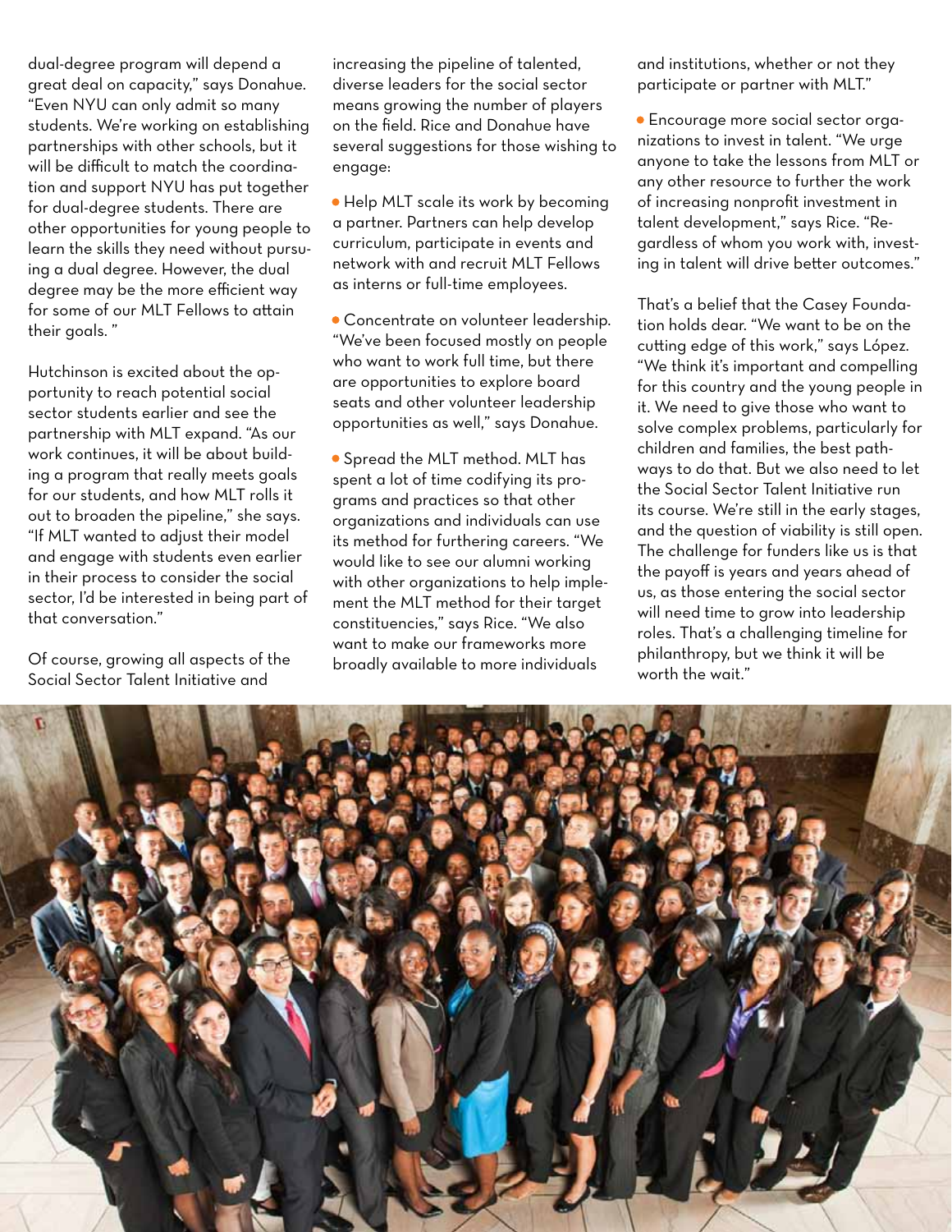dual-degree program will depend a great deal on capacity," says Donahue. "Even NYU can only admit so many students. We're working on establishing partnerships with other schools, but it will be difficult to match the coordination and support NYU has put together for dual-degree students. There are other opportunities for young people to learn the skills they need without pursuing a dual degree. However, the dual degree may be the more efficient way for some of our MLT Fellows to attain their goals."

Hutchinson is excited about the opportunity to reach potential social sector students earlier and see the partnership with MLT expand. "As our work continues, it will be about building a program that really meets goals for our students, and how MLT rolls it out to broaden the pipeline," she says. "If MLT wanted to adjust their model and engage with students even earlier in their process to consider the social sector, I'd be interested in being part of that conversation."

Of course, growing all aspects of the Social Sector Talent Initiative and increasing the pipeline of talented, diverse leaders for the social sector means growing the number of players on the field. Rice and Donahue have several suggestions for those wishing to engage:

- Help MLT scale its work by becoming a partner. Partners can help develop curriculum, participate in events and network with and recruit MLT Fellows as interns or full-time employees.

- Concentrate on volunteer leadership. "We've been focused mostly on people who want to work full time, but there are opportunities to explore board seats and other volunteer leadership opportunities as well," says Donahue.

- Spread the MLT method. MLT has spent a lot of time codifying its programs and practices so that other organizations and individuals can use its method for furthering careers. "We would like to see our alumni working with other organizations to help implement the MLT method for their target constituencies," says Rice. "We also want to make our frameworks more broadly available to more individuals and institutions, whether or not they participate or partner with MLT."

- Encourage more social sector organizations to invest in talent. "We urge anyone to take the lessons from MLT or any other resource to further the work of increasing nonprofit investment in talent development," says Rice. "Regardless of whom you work with, investing in talent will drive better outcomes."

That's a belief that the Casey Foundation holds dear. "We want to be on the cutting edge of this work," says López. "We think it's important and compelling for this country and the young people in it. We need to give those who want to solve complex problems, particularly for children and families, the best pathways to do that. But we also need to let the Social Sector Talent Initiative run its course. We're still in the early stages, and the question of viability is still open. The challenge for funders like us is that the payoff is years and years ahead of us, as those entering the social sector will need time to grow into leadership roles. That's a challenging timeline for philanthropy, but we think it will be worth the wait."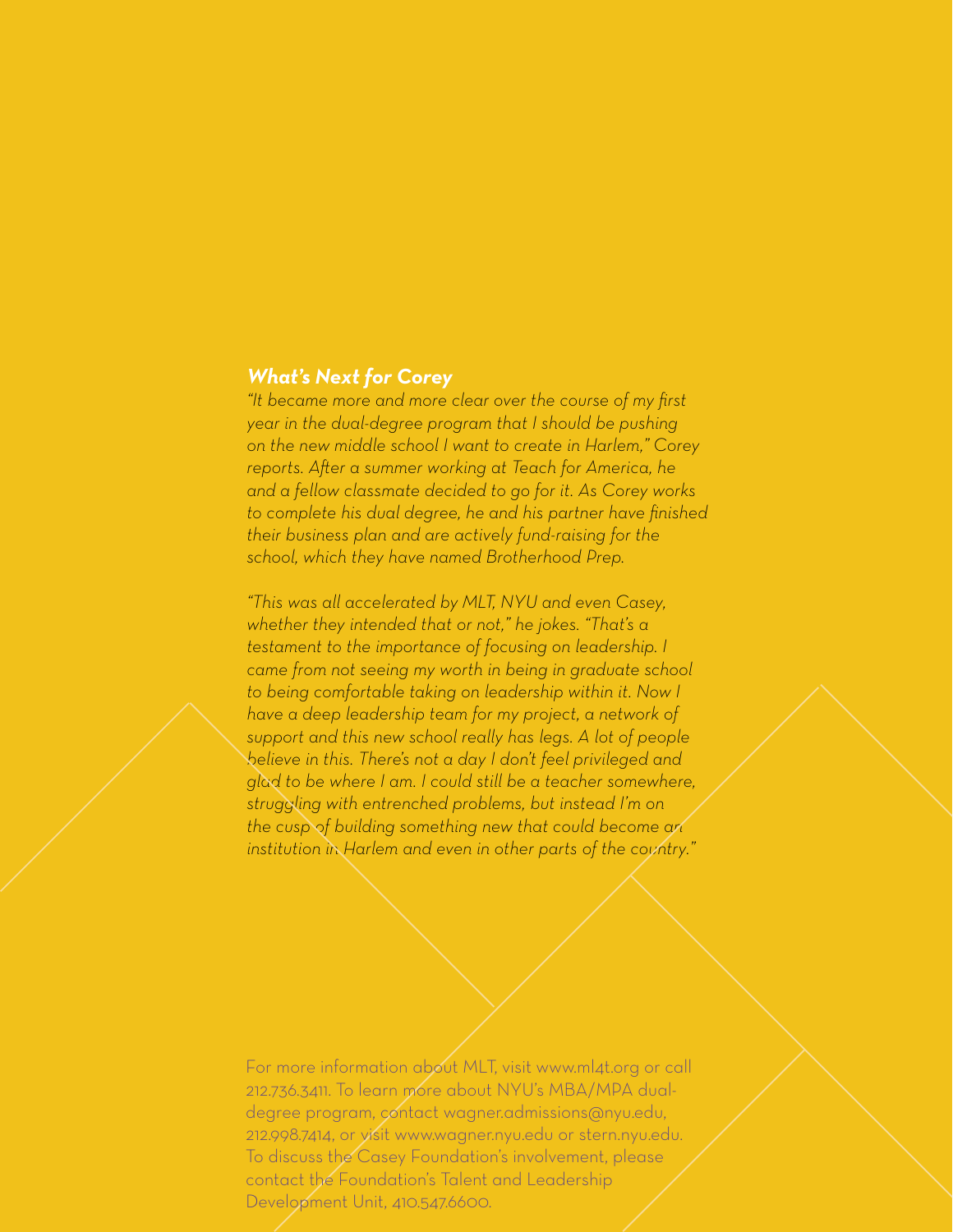### *What's Next for Corey*

*"It became more and more clear over the course of my first year in the dual-degree program that I should be pushing on the new middle school I want to create in Harlem," Corey reports. After a summer working at Teach for America, he and a fellow classmate decided to go for it. As Corey works to complete his dual degree, he and his partner have finished their business plan and are actively fund-raising for the school, which they have named Brotherhood Prep.*

*"This was all accelerated by MLT, NYU and even Casey, whether they intended that or not," he jokes. "That's a testament to the importance of focusing on leadership. I came from not seeing my worth in being in graduate school to being comfortable taking on leadership within it. Now I have a deep leadership team for my project, a network of support and this new school really has legs. A lot of people believe in this. There's not a day I don't feel privileged and glad to be where I am. I could still be a teacher somewhere, struggling with entrenched problems, but instead I'm on the cusp of building something new that could become an institution in Harlem and even in other parts of the country."*

For more information about MLT, visit www.ml4t.org or call 212.736.3411. To learn more about NYU's MBA/MPA dual-degree program, contact wagner.admissions@nyu.edu, 212.998.7414, or visit www.wagner.nyu.edu or stern.nyu.edu. To discuss the Casey Foundation's involvement, please contact the Foundation's Talent and Leadership Development Unit, 410.547.6600.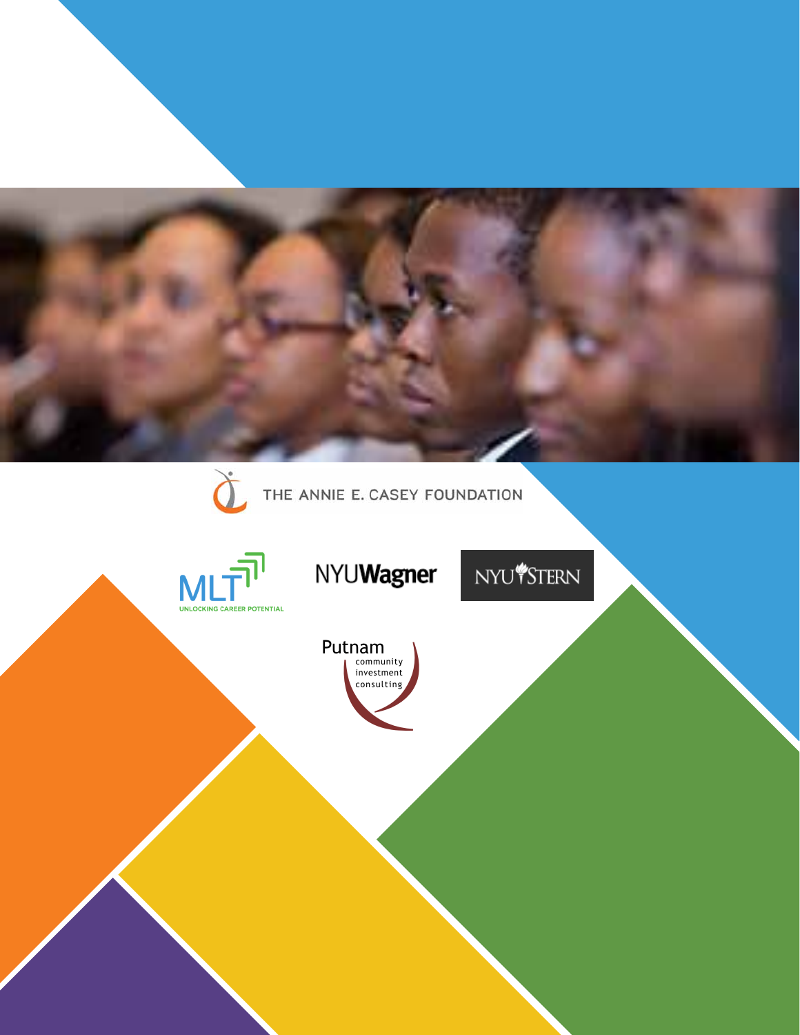THE ANNIE E. CASEY FOUNDATION

MLT
UNLOCKING CAREER POTENTIAL

NYUWagner

NYU STERN

Putnam
community
investment
consulting